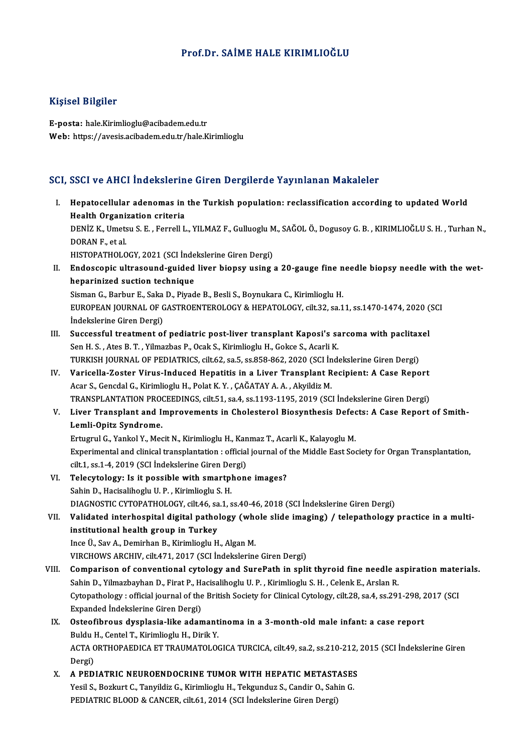# Prof.Dr. SAİME HALE KIRIMLIOĞLU

## Kişisel Bilgiler

**E-posta:** hale.Kirimlioglu@acibadem.edu.tr
**Web:** https://avesis.acibadem.edu.tr/hale.Kirimlioglu

## SCI, SSCI ve AHCI İndekslerine Giren Dergilerde Yayınlanan Makaleler

I. **Hepatocellular adenomas in the Turkish population: reclassification according to updated World Health Organization criteria**
DENİZ K., Umetsu S. E. , Ferrell L., YILMAZ F., Gulluoglu M., SAĞOL Ö., Dogusoy G. B. , KIRIMLIOĞLU S. H. , Turhan N., DORAN F., et al.
HISTOPATHOLOGY, 2021 (SCI İndekslerine Giren Dergi)

II. **Endoscopic ultrasound-guided liver biopsy using a 20-gauge fine needle biopsy needle with the wet-heparinized suction technique**
Sisman G., Barbur E., Saka D., Piyade B., Besli S., Boynukara C., Kirimlioglu H.
EUROPEAN JOURNAL OF GASTROENTEROLOGY & HEPATOLOGY, cilt.32, sa.11, ss.1470-1474, 2020 (SCI İndekslerine Giren Dergi)

III. **Successful treatment of pediatric post-liver transplant Kaposi's sarcoma with paclitaxel**
Sen H. S. , Ates B. T. , Yilmazbas P., Ocak S., Kirimlioglu H., Gokce S., Acarli K.
TURKISH JOURNAL OF PEDIATRICS, cilt.62, sa.5, ss.858-862, 2020 (SCI İndekslerine Giren Dergi)

IV. **Varicella-Zoster Virus-Induced Hepatitis in a Liver Transplant Recipient: A Case Report**
Acar S., Gencdal G., Kirimlioglu H., Polat K. Y. , ÇAĞATAY A. A. , Akyildiz M.
TRANSPLANTATION PROCEEDINGS, cilt.51, sa.4, ss.1193-1195, 2019 (SCI İndekslerine Giren Dergi)

V. **Liver Transplant and Improvements in Cholesterol Biosynthesis Defects: A Case Report of Smith-Lemli-Opitz Syndrome.**
Ertugrul G., Yankol Y., Mecit N., Kirimlioglu H., Kanmaz T., Acarli K., Kalayoglu M.
Experimental and clinical transplantation : official journal of the Middle East Society for Organ Transplantation, cilt.1, ss.1-4, 2019 (SCI İndekslerine Giren Dergi)

VI. **Telecytology: Is it possible with smartphone images?**
Sahin D., Hacisalihoglu U. P. , Kirimlioglu S. H.
DIAGNOSTIC CYTOPATHOLOGY, cilt.46, sa.1, ss.40-46, 2018 (SCI İndekslerine Giren Dergi)

VII. **Validated interhospital digital pathology (whole slide imaging) / telepathology practice in a multi-institutional health group in Turkey**
Ince Ü., Sav A., Demirhan B., Kirimlioglu H., Algan M.
VIRCHOWS ARCHIV, cilt.471, 2017 (SCI İndekslerine Giren Dergi)

VIII. **Comparison of conventional cytology and SurePath in split thyroid fine needle aspiration materials.**
Sahin D., Yilmazbayhan D., Firat P., Hacisalihoglu U. P. , Kirimlioglu S. H. , Celenk E., Arslan R.
Cytopathology : official journal of the British Society for Clinical Cytology, cilt.28, sa.4, ss.291-298, 2017 (SCI Expanded İndekslerine Giren Dergi)

IX. **Osteofibrous dysplasia-like adamantinoma in a 3-month-old male infant: a case report**
Buldu H., Centel T., Kirimlioglu H., Dirik Y.
ACTA ORTHOPAEDICA ET TRAUMATOLOGICA TURCICA, cilt.49, sa.2, ss.210-212, 2015 (SCI İndekslerine Giren Dergi)

X. **A PEDIATRIC NEUROENDOCRINE TUMOR WITH HEPATIC METASTASES**
Yesil S., Bozkurt C., Tanyildiz G., Kirimlioglu H., Tekgunduz S., Candir O., Sahin G.
PEDIATRIC BLOOD & CANCER, cilt.61, 2014 (SCI İndekslerine Giren Dergi)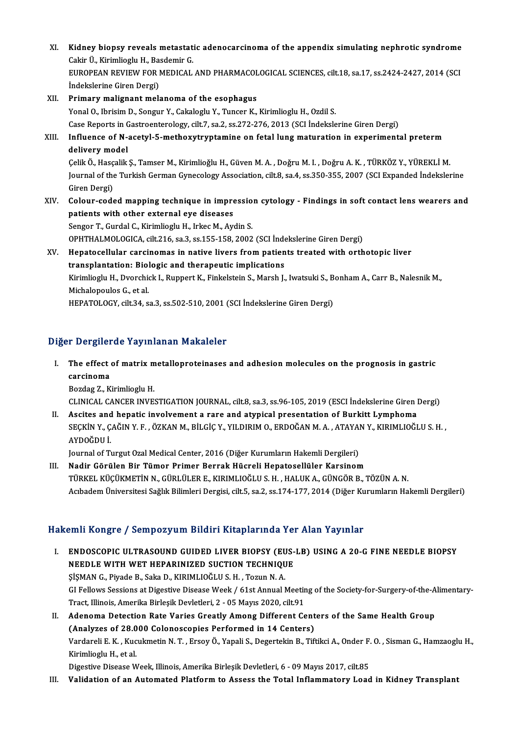XI. **Kidney biopsy reveals metastatic adenocarcinoma of the appendix simulating nephrotic syndrome**
Cakir Ü., Kirimlioglu H., Basdemir G.
EUROPEAN REVIEW FOR MEDICAL AND PHARMACOLOGICAL SCIENCES, cilt.18, sa.17, ss.2424-2427, 2014 (SCI İndekslerine Giren Dergi)

XII. **Primary malignant melanoma of the esophagus**
Yonal O., Ibrisim D., Songur Y., Cakaloglu Y., Tuncer K., Kirimlioglu H., Ozdil S.
Case Reports in Gastroenterology, cilt.7, sa.2, ss.272-276, 2013 (SCI İndekslerine Giren Dergi)

XIII. **Influence of N-acetyl-5-methoxytryptamine on fetal lung maturation in experimental preterm delivery model**
Çelik Ö., Hasçalik Ş., Tamser M., Kirimlioğlu H., Güven M. A. , Doğru M. I. , Doğru A. K. , TÜRKÖZ Y., YÜREKLİ M.
Journal of the Turkish German Gynecology Association, cilt.8, sa.4, ss.350-355, 2007 (SCI Expanded İndekslerine Giren Dergi)

XIV. **Colour-coded mapping technique in impression cytology - Findings in soft contact lens wearers and patients with other external eye diseases**
Sengor T., Gurdal C., Kirimlioglu H., Irkec M., Aydin S.
OPHTHALMOLOGICA, cilt.216, sa.3, ss.155-158, 2002 (SCI İndekslerine Giren Dergi)

XV. **Hepatocellular carcinomas in native livers from patients treated with orthotopic liver transplantation: Biologic and therapeutic implications**
Kirimlioglu H., Dvorchick I., Ruppert K., Finkelstein S., Marsh J., Iwatsuki S., Bonham A., Carr B., Nalesnik M., Michalopoulos G., et al.
HEPATOLOGY, cilt.34, sa.3, ss.502-510, 2001 (SCI İndekslerine Giren Dergi)

## Diğer Dergilerde Yayınlanan Makaleler

I. **The effect of matrix metalloproteinases and adhesion molecules on the prognosis in gastric carcinoma**
Bozdag Z., Kirimlioglu H.
CLINICAL CANCER INVESTIGATION JOURNAL, cilt.8, sa.3, ss.96-105, 2019 (ESCI İndekslerine Giren Dergi)

II. **Ascites and hepatic involvement a rare and atypical presentation of Burkitt Lymphoma**
SEÇKİN Y., ÇAĞIN Y. F. , ÖZKAN M., BİLGİÇ Y., YILDIRIM O., ERDOĞAN M. A. , ATAYAN Y., KIRIMLIOĞLU S. H. , AYDOĞDU İ.
Journal of Turgut Ozal Medical Center, 2016 (Diğer Kurumların Hakemli Dergileri)

III. **Nadir Görülen Bir Tümor Primer Berrak Hücreli Hepatosellüler Karsinom**
TÜRKEL KÜÇÜKMETİN N., GÜRLÜLER E., KIRIMLIOĞLU S. H. , HALUK A., GÜNGÖR B., TÖZÜN A. N.
Acıbadem Üniversitesi Sağlık Bilimleri Dergisi, cilt.5, sa.2, ss.174-177, 2014 (Diğer Kurumların Hakemli Dergileri)

## Hakemli Kongre / Sempozyum Bildiri Kitaplarında Yer Alan Yayınlar

I. **ENDOSCOPIC ULTRASOUND GUIDED LIVER BIOPSY (EUS-LB) USING A 20-G FINE NEEDLE BIOPSY NEEDLE WITH WET HEPARINIZED SUCTION TECHNIQUE**
ŞİŞMAN G., Piyade B., Saka D., KIRIMLIOĞLU S. H. , Tozun N. A.
GI Fellows Sessions at Digestive Disease Week / 61st Annual Meeting of the Society-for-Surgery-of-the-Alimentary-Tract, Illinois, Amerika Birleşik Devletleri, 2 - 05 Mayıs 2020, cilt.91

II. **Adenoma Detection Rate Varies Greatly Among Different Centers of the Same Health Group (Analyzes of 28.000 Colonoscopies Performed in 14 Centers)**
Vardareli E. K. , Kucukmetin N. T. , Ersoy Ö., Yapali S., Degertekin B., Tiftikci A., Onder F. O. , Sisman G., Hamzaoglu H., Kirimlioglu H., et al.
Digestive Disease Week, Illinois, Amerika Birleşik Devletleri, 6 - 09 Mayıs 2017, cilt.85

III. **Validation of an Automated Platform to Assess the Total Inflammatory Load in Kidney Transplant**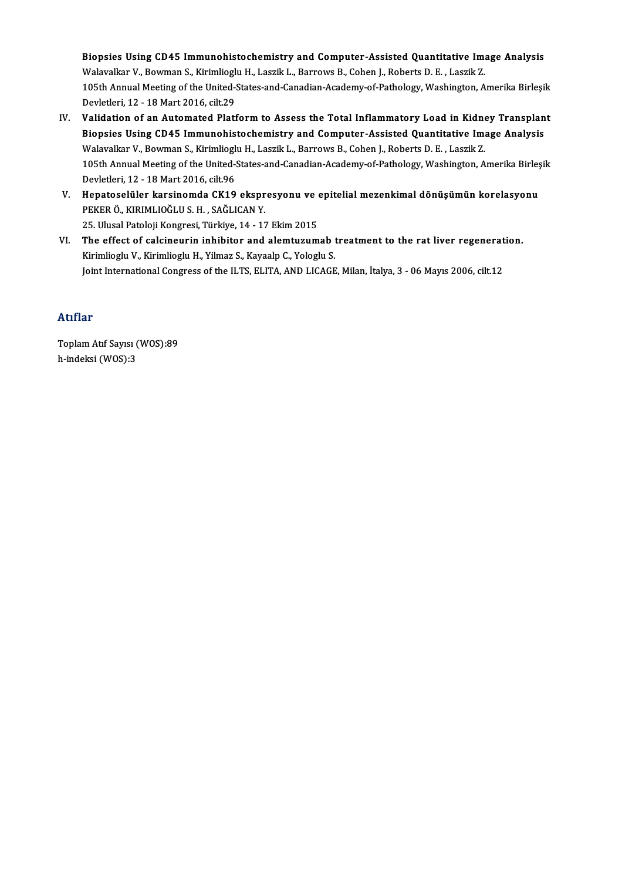**Biopsies Using CD45 Immunohistochemistry and Computer-Assisted Quantitative Image Analysis**
Walavalkar V., Bowman S., Kirimlioglu H., Laszik L., Barrows B., Cohen J., Roberts D. E. , Laszik Z.
105th Annual Meeting of the United-States-and-Canadian-Academy-of-Pathology, Washington, Amerika Birleşik Devletleri, 12 - 18 Mart 2016, cilt.29

IV. **Validation of an Automated Platform to Assess the Total Inflammatory Load in Kidney Transplant Biopsies Using CD45 Immunohistochemistry and Computer-Assisted Quantitative Image Analysis**
Walavalkar V., Bowman S., Kirimlioglu H., Laszik L., Barrows B., Cohen J., Roberts D. E. , Laszik Z.
105th Annual Meeting of the United-States-and-Canadian-Academy-of-Pathology, Washington, Amerika Birleşik Devletleri, 12 - 18 Mart 2016, cilt.96

V. **Hepatoselüler karsinomda CK19 ekspresyonu ve epitelial mezenkimal dönüşümün korelasyonu**
PEKER Ö., KIRIMLIOĞLU S. H. , SAĞLICAN Y.
25. Ulusal Patoloji Kongresi, Türkiye, 14 - 17 Ekim 2015

VI. **The effect of calcineurin inhibitor and alemtuzumab treatment to the rat liver regeneration.**
Kirimlioglu V., Kirimlioglu H., Yilmaz S., Kayaalp C., Yologlu S.
Joint International Congress of the ILTS, ELITA, AND LICAGE, Milan, İtalya, 3 - 06 Mayıs 2006, cilt.12

## Atıflar

Toplam Atıf Sayısı (WOS):89
h-indeksi (WOS):3